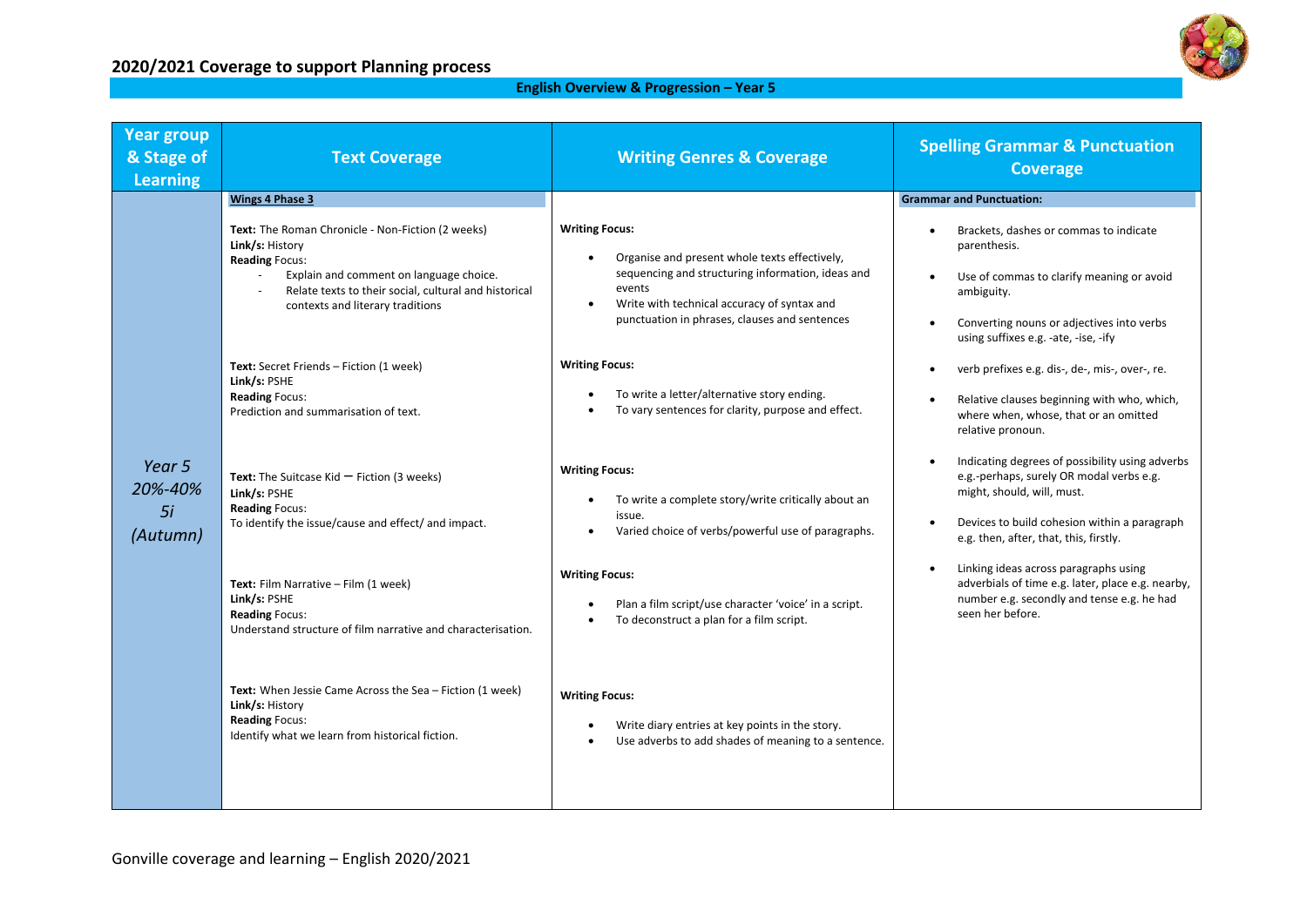## 2020/2021 Coverage to support Planning process

**English Overview & Progression – Year 5**

| Year group & Stage of Learning | Text Coverage | Writing Genres & Coverage | Spelling Grammar & Punctuation Coverage |
|---|---|---|---|
| *Year 5 20%-40% 5i (Autumn)* | **Wings 4 Phase 3**<br><br>**Text:** The Roman Chronicle - Non-Fiction (2 weeks)<br>**Link/s:** History<br>**Reading** Focus:<br>- Explain and comment on language choice.<br>- Relate texts to their social, cultural and historical contexts and literary traditions<br><br>**Text:** Secret Friends – Fiction (1 week)<br>**Link/s:** PSHE<br>**Reading** Focus:<br>Prediction and summarisation of text.<br><br>**Text:** The Suitcase Kid – Fiction (3 weeks)<br>**Link/s:** PSHE<br>**Reading** Focus:<br>To identify the issue/cause and effect/ and impact.<br><br>**Text:** Film Narrative – Film (1 week)<br>**Link/s:** PSHE<br>**Reading** Focus:<br>Understand structure of film narrative and characterisation.<br><br>**Text:** When Jessie Came Across the Sea – Fiction (1 week)<br>**Link/s:** History<br>**Reading** Focus:<br>Identify what we learn from historical fiction. | **Writing Focus:**<br>• Organise and present whole texts effectively, sequencing and structuring information, ideas and events<br>• Write with technical accuracy of syntax and punctuation in phrases, clauses and sentences<br><br>**Writing Focus:**<br>• To write a letter/alternative story ending.<br>• To vary sentences for clarity, purpose and effect.<br><br>**Writing Focus:**<br>• To write a complete story/write critically about an issue.<br>• Varied choice of verbs/powerful use of paragraphs.<br><br>**Writing Focus:**<br>• Plan a film script/use character 'voice' in a script.<br>• To deconstruct a plan for a film script.<br><br>**Writing Focus:**<br>• Write diary entries at key points in the story.<br>• Use adverbs to add shades of meaning to a sentence. | **Grammar and Punctuation:**<br>• Brackets, dashes or commas to indicate parenthesis.<br>• Use of commas to clarify meaning or avoid ambiguity.<br>• Converting nouns or adjectives into verbs using suffixes e.g. -ate, -ise, -ify<br>• verb prefixes e.g. dis-, de-, mis-, over-, re.<br>• Relative clauses beginning with who, which, where when, whose, that or an omitted relative pronoun.<br>• Indicating degrees of possibility using adverbs e.g.-perhaps, surely OR modal verbs e.g. might, should, will, must.<br>• Devices to build cohesion within a paragraph e.g. then, after, that, this, firstly.<br>• Linking ideas across paragraphs using adverbials of time e.g. later, place e.g. nearby, number e.g. secondly and tense e.g. he had seen her before. |

Gonville coverage and learning – English 2020/2021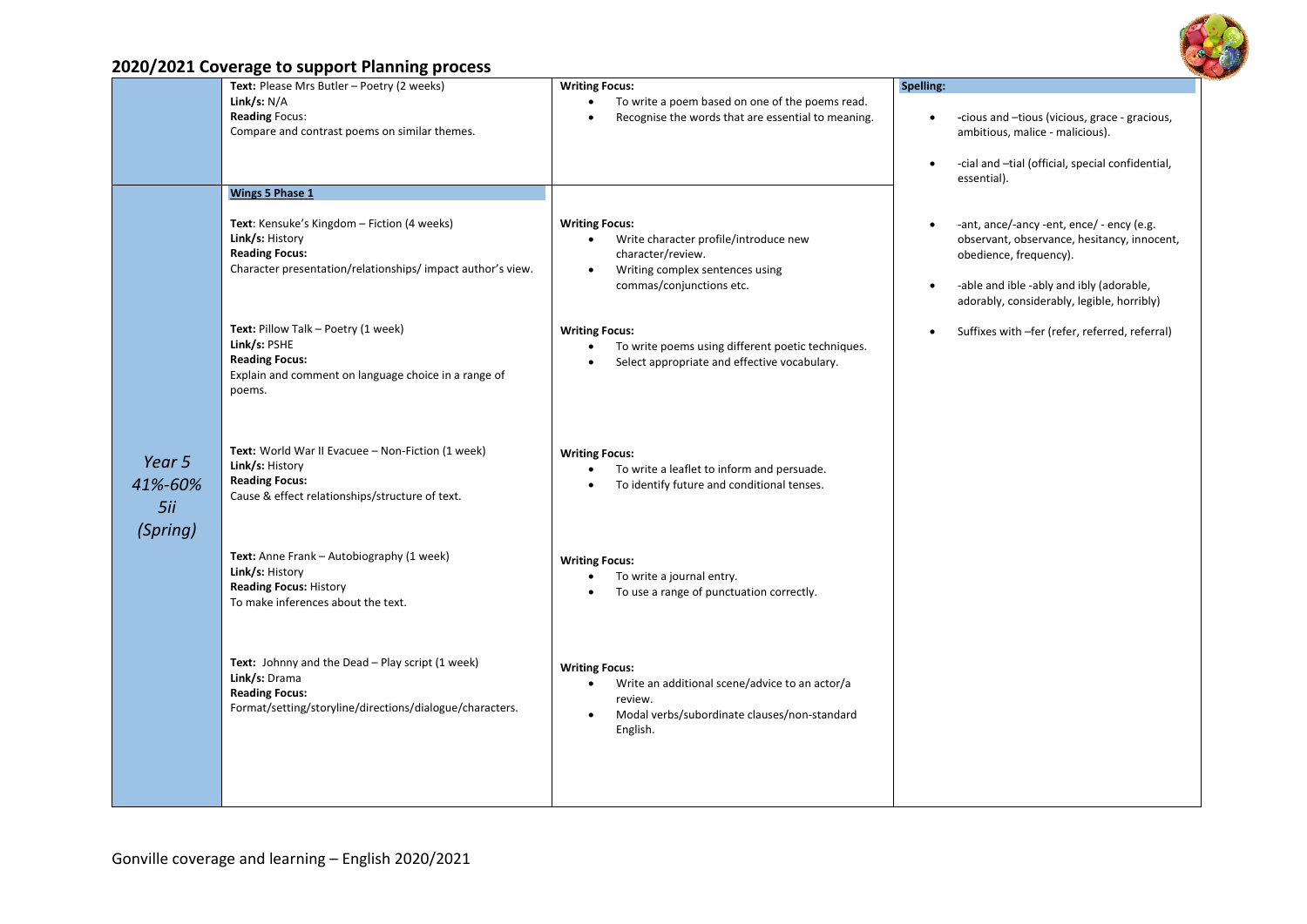## 2020/2021 Coverage to support Planning process

| | | | |
|---|---|---|---|
| | **Text:** Please Mrs Butler – Poetry (2 weeks)<br>**Link/s:** N/A<br>**Reading** Focus:<br>Compare and contrast poems on similar themes. | **Writing Focus:**<br>• To write a poem based on one of the poems read.<br>• Recognise the words that are essential to meaning. | **Spelling:**<br>• -cious and –tious (vicious, grace - gracious, ambitious, malice - malicious).<br>• -cial and –tial (official, special confidential, essential).<br>• -ant, ance/-ancy -ent, ence/ - ency (e.g. observant, observance, hesitancy, innocent, obedience, frequency).<br>• -able and ible -ably and ibly (adorable, adorably, considerably, legible, horribly)<br>• Suffixes with –fer (refer, referred, referral) |
| *Year 5*<br>*41%-60%*<br>*5ii*<br>*(Spring)* | **Wings 5 Phase 1**<br><br>**Text**: Kensuke's Kingdom – Fiction (4 weeks)<br>**Link/s:** History<br>**Reading Focus:**<br>Character presentation/relationships/ impact author's view.<br><br>**Text:** Pillow Talk – Poetry (1 week)<br>**Link/s:** PSHE<br>**Reading Focus:**<br>Explain and comment on language choice in a range of poems.<br><br>**Text:** World War II Evacuee – Non-Fiction (1 week)<br>**Link/s:** History<br>**Reading Focus:**<br>Cause & effect relationships/structure of text.<br><br>**Text:** Anne Frank – Autobiography (1 week)<br>**Link/s:** History<br>**Reading Focus:** History<br>To make inferences about the text.<br><br>**Text:** Johnny and the Dead – Play script (1 week)<br>**Link/s:** Drama<br>**Reading Focus:**<br>Format/setting/storyline/directions/dialogue/characters. | **Writing Focus:**<br>• Write character profile/introduce new character/review.<br>• Writing complex sentences using commas/conjunctions etc.<br><br>**Writing Focus:**<br>• To write poems using different poetic techniques.<br>• Select appropriate and effective vocabulary.<br><br>**Writing Focus:**<br>• To write a leaflet to inform and persuade.<br>• To identify future and conditional tenses.<br><br>**Writing Focus:**<br>• To write a journal entry.<br>• To use a range of punctuation correctly.<br><br>**Writing Focus:**<br>• Write an additional scene/advice to an actor/a review.<br>• Modal verbs/subordinate clauses/non-standard English. | |

Gonville coverage and learning – English 2020/2021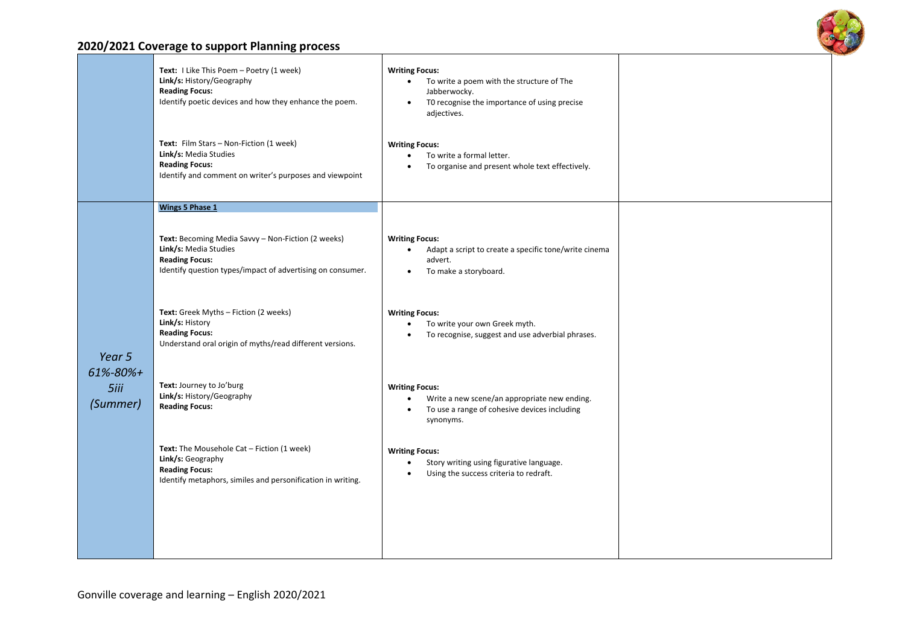## 2020/2021 Coverage to support Planning process

| | | | |
|---|---|---|---|
| | **Text:** I Like This Poem – Poetry (1 week)<br>**Link/s:** History/Geography<br>**Reading Focus:**<br>Identify poetic devices and how they enhance the poem.<br><br>**Text:** Film Stars – Non-Fiction (1 week)<br>**Link/s:** Media Studies<br>**Reading Focus:**<br>Identify and comment on writer's purposes and viewpoint | **Writing Focus:**<br>• To write a poem with the structure of The Jabberwocky.<br>• T0 recognise the importance of using precise adjectives.<br><br>**Writing Focus:**<br>• To write a formal letter.<br>• To organise and present whole text effectively. | |
| *Year 5 61%-80%+ 5iii (Summer)* | **Wings 5 Phase 1**<br><br>**Text:** Becoming Media Savvy – Non-Fiction (2 weeks)<br>**Link/s:** Media Studies<br>**Reading Focus:**<br>Identify question types/impact of advertising on consumer.<br><br>**Text:** Greek Myths – Fiction (2 weeks)<br>**Link/s:** History<br>**Reading Focus:**<br>Understand oral origin of myths/read different versions.<br><br>**Text:** Journey to Jo'burg<br>**Link/s:** History/Geography<br>**Reading Focus:**<br><br>**Text:** The Mousehole Cat – Fiction (1 week)<br>**Link/s:** Geography<br>**Reading Focus:**<br>Identify metaphors, similes and personification in writing. | **Writing Focus:**<br>• Adapt a script to create a specific tone/write cinema advert.<br>• To make a storyboard.<br><br>**Writing Focus:**<br>• To write your own Greek myth.<br>• To recognise, suggest and use adverbial phrases.<br><br>**Writing Focus:**<br>• Write a new scene/an appropriate new ending.<br>• To use a range of cohesive devices including synonyms.<br><br>**Writing Focus:**<br>• Story writing using figurative language.<br>• Using the success criteria to redraft. | |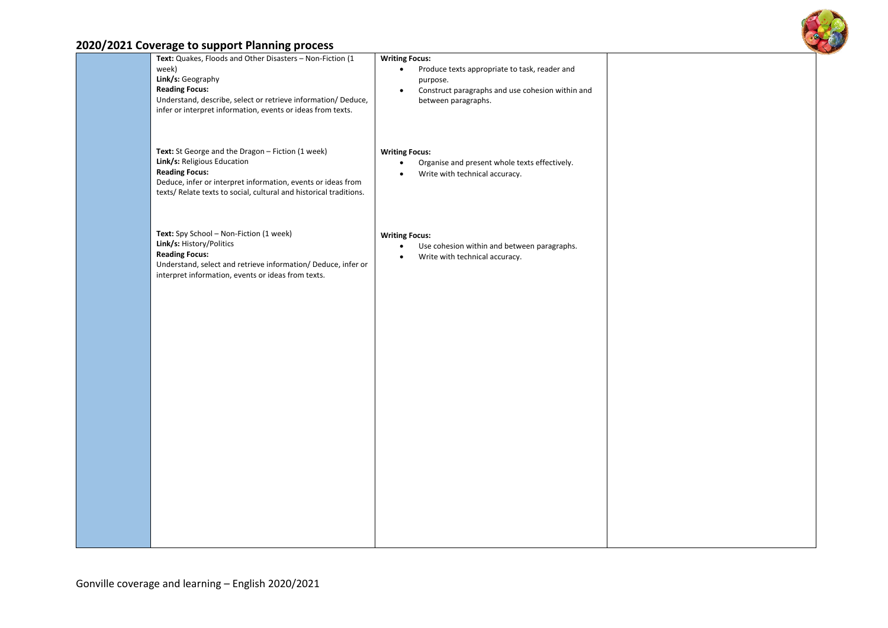## 2020/2021 Coverage to support Planning process

| | | | |
|---|---|---|---|
| | **Text:** Quakes, Floods and Other Disasters – Non-Fiction (1 week)<br>**Link/s:** Geography<br>**Reading Focus:**<br>Understand, describe, select or retrieve information/ Deduce, infer or interpret information, events or ideas from texts. | **Writing Focus:**<br>• Produce texts appropriate to task, reader and purpose.<br>• Construct paragraphs and use cohesion within and between paragraphs. | |
| | **Text:** St George and the Dragon – Fiction (1 week)<br>**Link/s:** Religious Education<br>**Reading Focus:**<br>Deduce, infer or interpret information, events or ideas from texts/ Relate texts to social, cultural and historical traditions. | **Writing Focus:**<br>• Organise and present whole texts effectively.<br>• Write with technical accuracy. | |
| | **Text:** Spy School – Non-Fiction (1 week)<br>**Link/s:** History/Politics<br>**Reading Focus:**<br>Understand, select and retrieve information/ Deduce, infer or interpret information, events or ideas from texts. | **Writing Focus:**<br>• Use cohesion within and between paragraphs.<br>• Write with technical accuracy. | |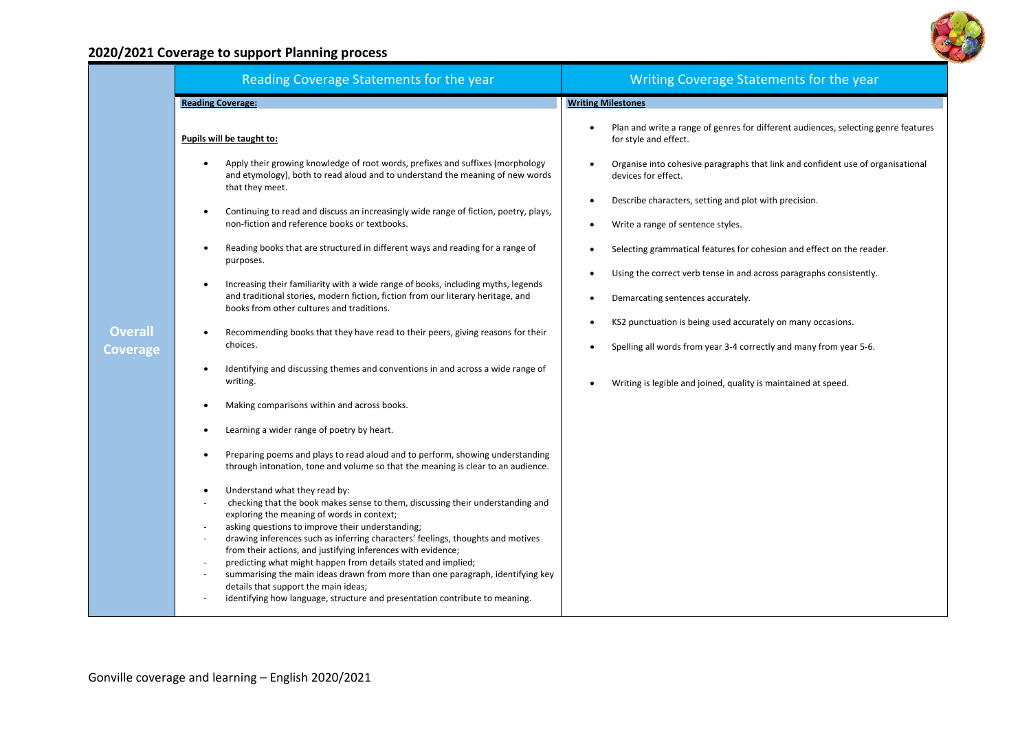## 2020/2021 Coverage to support Planning process

| | Reading Coverage Statements for the year | Writing Coverage Statements for the year |
|---|---|---|
| **Overall Coverage** | **Reading Coverage:**<br><br>**Pupils will be taught to:**<br><br>• Apply their growing knowledge of root words, prefixes and suffixes (morphology and etymology), both to read aloud and to understand the meaning of new words that they meet.<br>• Continuing to read and discuss an increasingly wide range of fiction, poetry, plays, non-fiction and reference books or textbooks.<br>• Reading books that are structured in different ways and reading for a range of purposes.<br>• Increasing their familiarity with a wide range of books, including myths, legends and traditional stories, modern fiction, fiction from our literary heritage, and books from other cultures and traditions.<br>• Recommending books that they have read to their peers, giving reasons for their choices.<br>• Identifying and discussing themes and conventions in and across a wide range of writing.<br>• Making comparisons within and across books.<br>• Learning a wider range of poetry by heart.<br>• Preparing poems and plays to read aloud and to perform, showing understanding through intonation, tone and volume so that the meaning is clear to an audience.<br>• Understand what they read by:<br>- checking that the book makes sense to them, discussing their understanding and exploring the meaning of words in context;<br>- asking questions to improve their understanding;<br>- drawing inferences such as inferring characters' feelings, thoughts and motives from their actions, and justifying inferences with evidence;<br>- predicting what might happen from details stated and implied;<br>- summarising the main ideas drawn from more than one paragraph, identifying key details that support the main ideas;<br>- identifying how language, structure and presentation contribute to meaning. | **Writing Milestones**<br><br>• Plan and write a range of genres for different audiences, selecting genre features for style and effect.<br>• Organise into cohesive paragraphs that link and confident use of organisational devices for effect.<br>• Describe characters, setting and plot with precision.<br>• Write a range of sentence styles.<br>• Selecting grammatical features for cohesion and effect on the reader.<br>• Using the correct verb tense in and across paragraphs consistently.<br>• Demarcating sentences accurately.<br>• KS2 punctuation is being used accurately on many occasions.<br>• Spelling all words from year 3-4 correctly and many from year 5-6.<br>• Writing is legible and joined, quality is maintained at speed. |

Gonville coverage and learning – English 2020/2021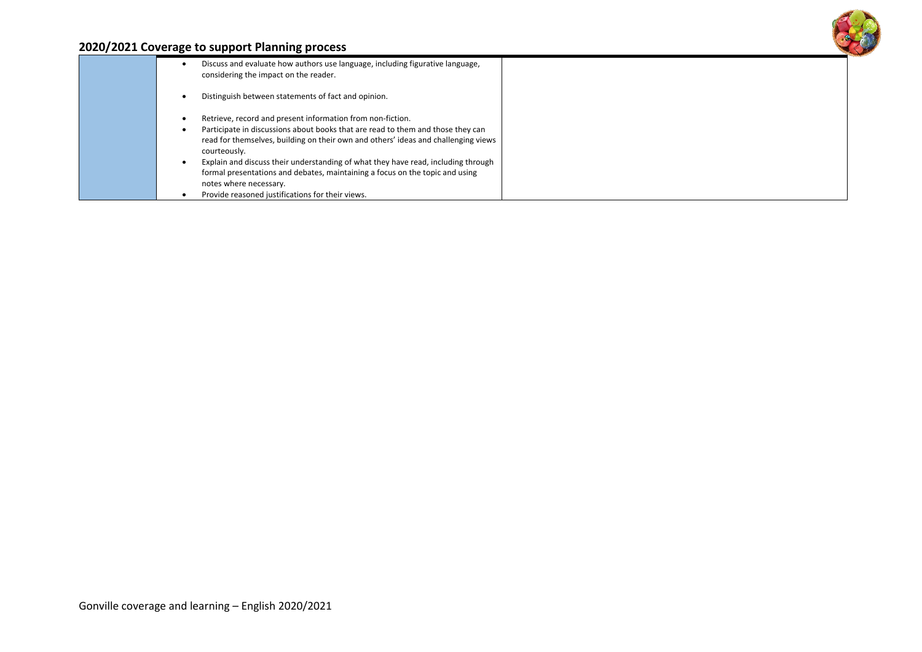| | | |
|---|---|---|
| | • Discuss and evaluate how authors use language, including figurative language, considering the impact on the reader.<br><br>• Distinguish between statements of fact and opinion.<br><br>• Retrieve, record and present information from non-fiction.<br>• Participate in discussions about books that are read to them and those they can read for themselves, building on their own and others' ideas and challenging views courteously.<br>• Explain and discuss their understanding of what they have read, including through formal presentations and debates, maintaining a focus on the topic and using notes where necessary.<br>• Provide reasoned justifications for their views. | |